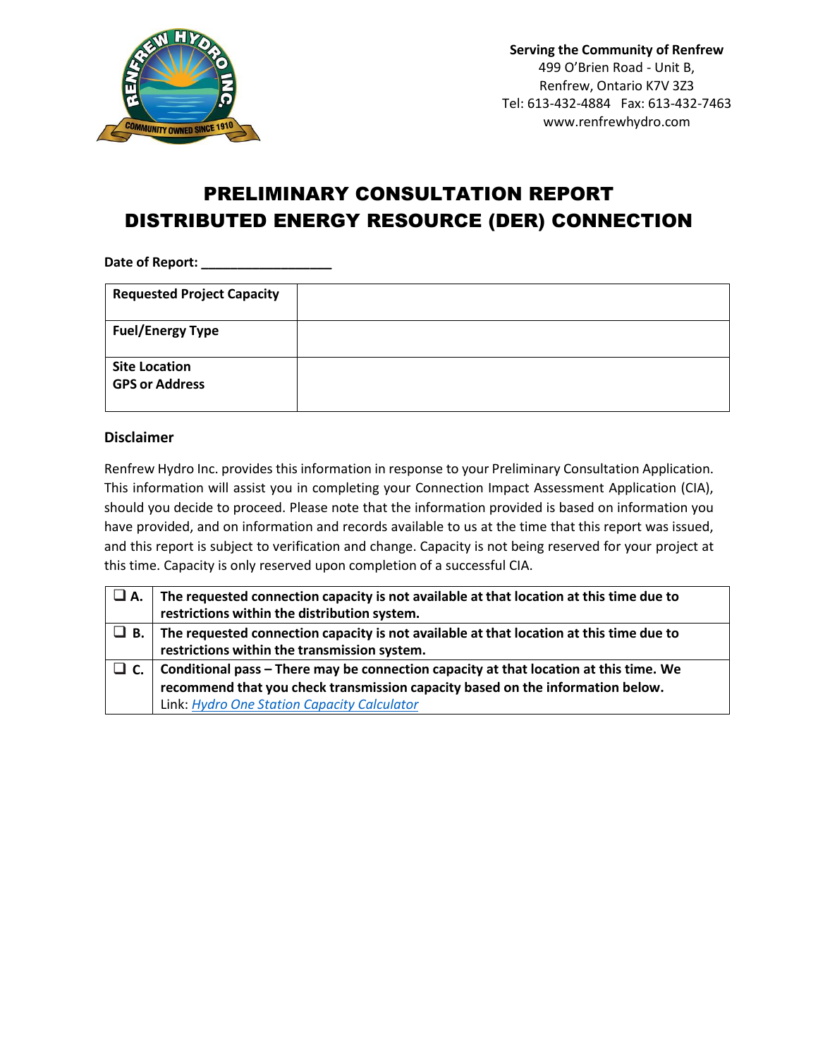**Serving the Community of Renfrew**
499 O'Brien Road - Unit B,
Renfrew, Ontario K7V 3Z3
Tel: 613-432-4884   Fax: 613-432-7463
www.renfrewhydro.com

# PRELIMINARY CONSULTATION REPORT
# DISTRIBUTED ENERGY RESOURCE (DER) CONNECTION

**Date of Report:** __________________

| | |
|---|---|
| **Requested Project Capacity** | |
| **Fuel/Energy Type** | |
| **Site Location GPS or Address** | |

### Disclaimer

Renfrew Hydro Inc. provides this information in response to your Preliminary Consultation Application. This information will assist you in completing your Connection Impact Assessment Application (CIA), should you decide to proceed. Please note that the information provided is based on information you have provided, and on information and records available to us at the time that this report was issued, and this report is subject to verification and change. Capacity is not being reserved for your project at this time. Capacity is only reserved upon completion of a successful CIA.

| | |
|---|---|
| ❑ **A.** | **The requested connection capacity is not available at that location at this time due to restrictions within the distribution system.** |
| ❑ **B.** | **The requested connection capacity is not available at that location at this time due to restrictions within the transmission system.** |
| ❑ **C.** | **Conditional pass – There may be connection capacity at that location at this time. We recommend that you check transmission capacity based on the information below.** Link: *Hydro One Station Capacity Calculator* |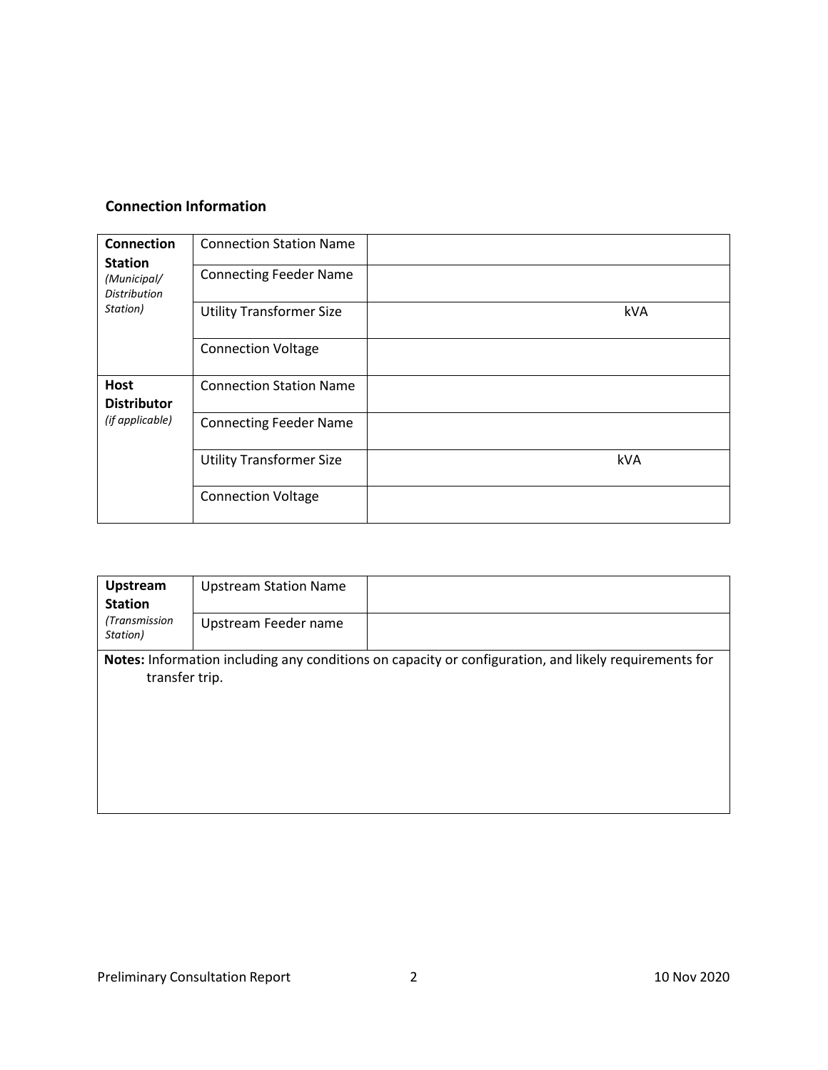### Connection Information

| | | |
|---|---|---|
| **Connection Station** *(Municipal/ Distribution Station)* | Connection Station Name | |
| | Connecting Feeder Name | |
| | Utility Transformer Size | kVA |
| | Connection Voltage | |
| **Host Distributor** *(if applicable)* | Connection Station Name | |
| | Connecting Feeder Name | |
| | Utility Transformer Size | kVA |
| | Connection Voltage | |

| | | |
|---|---|---|
| **Upstream Station** *(Transmission Station)* | Upstream Station Name | |
| | Upstream Feeder name | |

**Notes:** Information including any conditions on capacity or configuration, and likely requirements for transfer trip.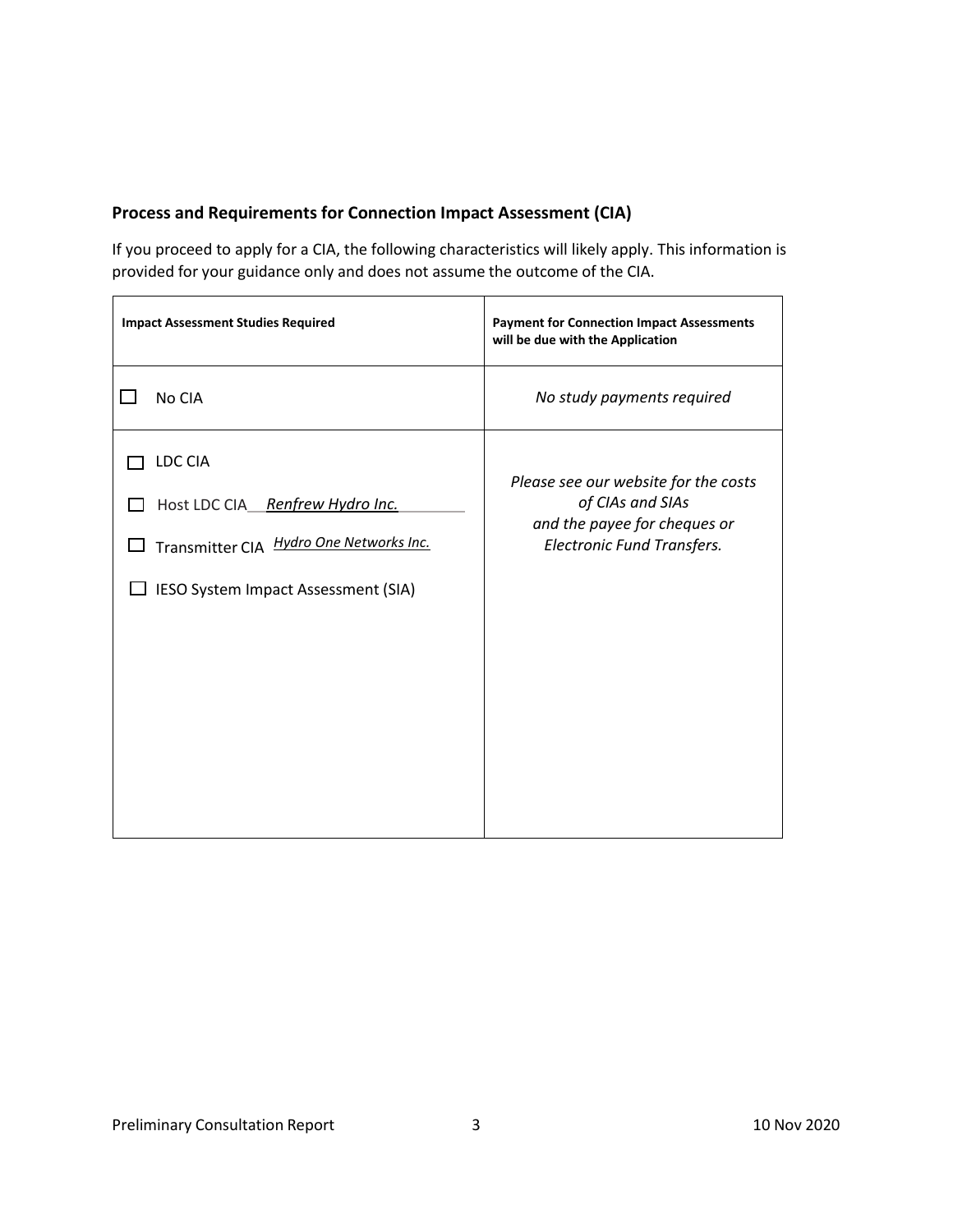## Process and Requirements for Connection Impact Assessment (CIA)

If you proceed to apply for a CIA, the following characteristics will likely apply. This information is provided for your guidance only and does not assume the outcome of the CIA.

| **Impact Assessment Studies Required** | **Payment for Connection Impact Assessments will be due with the Application** |
|---|---|
| ☐ No CIA | *No study payments required* |
| ☐ LDC CIA<br>☐ Host LDC CIA *Renfrew Hydro Inc.*<br>☐ Transmitter CIA *Hydro One Networks Inc.*<br>☐ IESO System Impact Assessment (SIA) | *Please see our website for the costs of CIAs and SIAs and the payee for cheques or Electronic Fund Transfers.* |